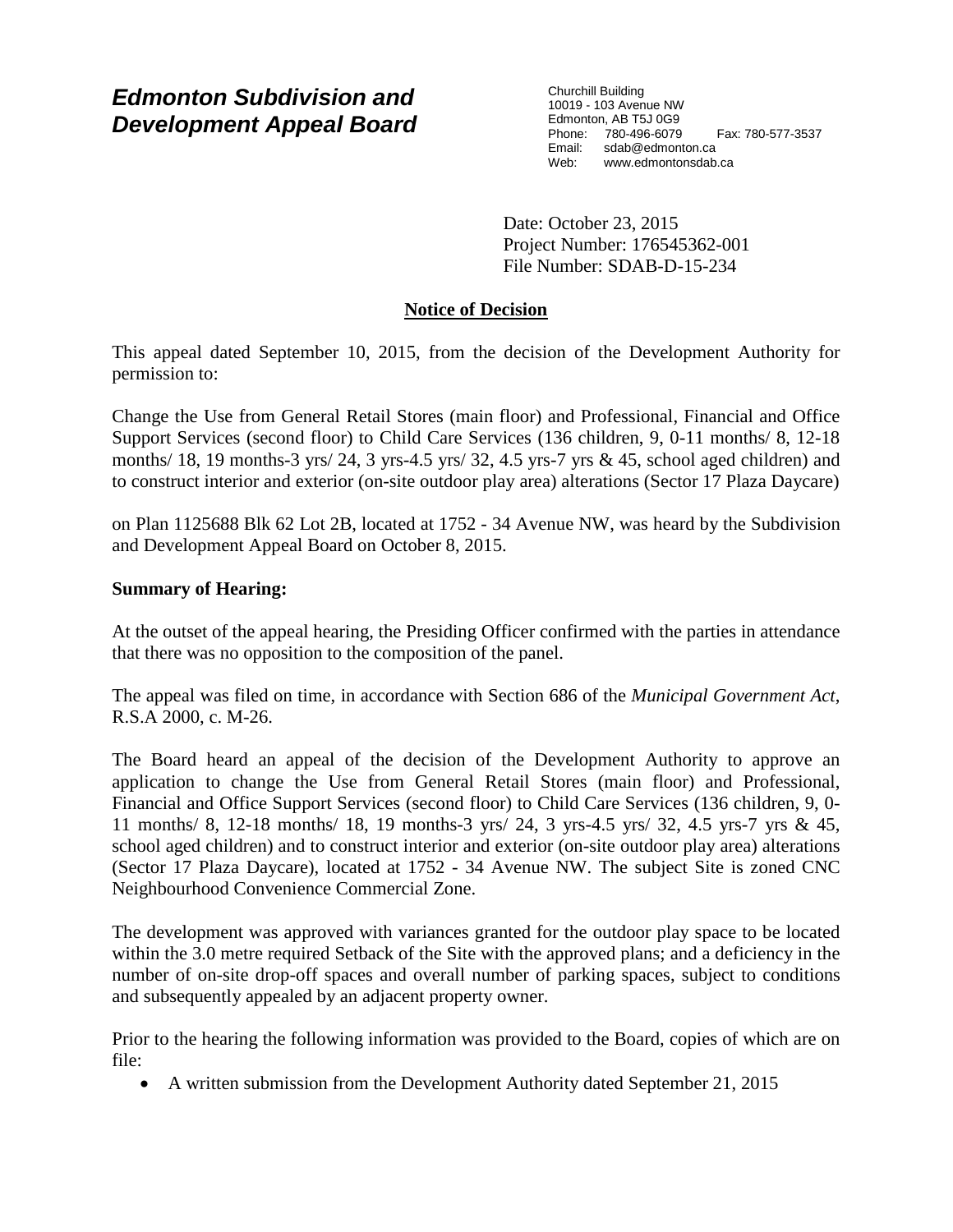# *Edmonton Subdivision and Development Appeal Board*

Churchill Building
10019 - 103 Avenue NW
Edmonton, AB T5J 0G9
Phone: 780-496-6079 Fax: 780-577-3537
Email: sdab@edmonton.ca
Web: www.edmontonsdab.ca

Date: October 23, 2015
Project Number: 176545362-001
File Number: SDAB-D-15-234

## Notice of Decision

This appeal dated September 10, 2015, from the decision of the Development Authority for permission to:

Change the Use from General Retail Stores (main floor) and Professional, Financial and Office Support Services (second floor) to Child Care Services (136 children, 9, 0-11 months/ 8, 12-18 months/ 18, 19 months-3 yrs/ 24, 3 yrs-4.5 yrs/ 32, 4.5 yrs-7 yrs & 45, school aged children) and to construct interior and exterior (on-site outdoor play area) alterations (Sector 17 Plaza Daycare)

on Plan 1125688 Blk 62 Lot 2B, located at 1752 - 34 Avenue NW, was heard by the Subdivision and Development Appeal Board on October 8, 2015.

**Summary of Hearing:**

At the outset of the appeal hearing, the Presiding Officer confirmed with the parties in attendance that there was no opposition to the composition of the panel.

The appeal was filed on time, in accordance with Section 686 of the *Municipal Government Act*, R.S.A 2000, c. M-26.

The Board heard an appeal of the decision of the Development Authority to approve an application to change the Use from General Retail Stores (main floor) and Professional, Financial and Office Support Services (second floor) to Child Care Services (136 children, 9, 0-11 months/ 8, 12-18 months/ 18, 19 months-3 yrs/ 24, 3 yrs-4.5 yrs/ 32, 4.5 yrs-7 yrs & 45, school aged children) and to construct interior and exterior (on-site outdoor play area) alterations (Sector 17 Plaza Daycare), located at 1752 - 34 Avenue NW. The subject Site is zoned CNC Neighbourhood Convenience Commercial Zone.

The development was approved with variances granted for the outdoor play space to be located within the 3.0 metre required Setback of the Site with the approved plans; and a deficiency in the number of on-site drop-off spaces and overall number of parking spaces, subject to conditions and subsequently appealed by an adjacent property owner.

Prior to the hearing the following information was provided to the Board, copies of which are on file:

- A written submission from the Development Authority dated September 21, 2015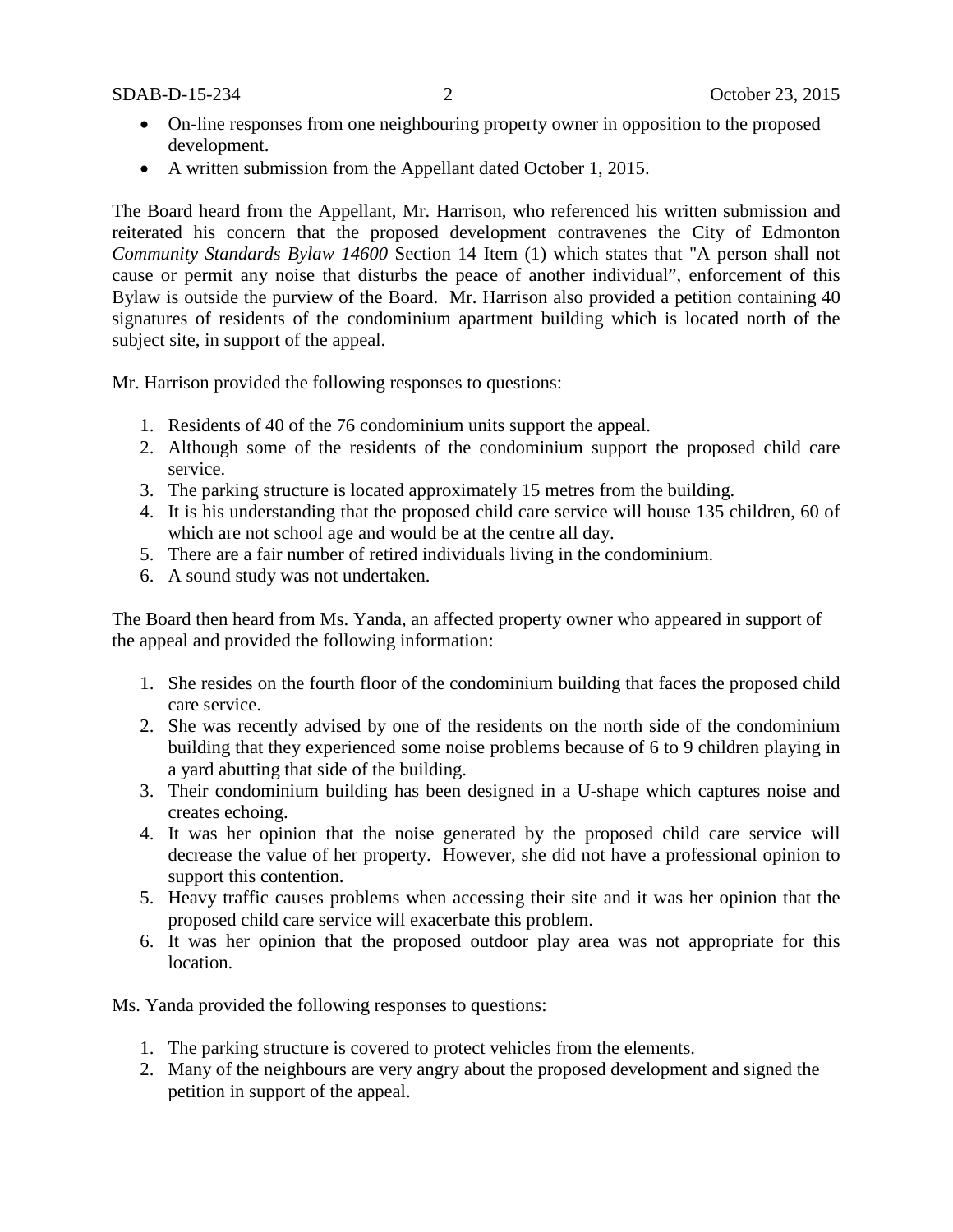- On-line responses from one neighbouring property owner in opposition to the proposed development.
- A written submission from the Appellant dated October 1, 2015.

The Board heard from the Appellant, Mr. Harrison, who referenced his written submission and reiterated his concern that the proposed development contravenes the City of Edmonton *Community Standards Bylaw 14600* Section 14 Item (1) which states that "A person shall not cause or permit any noise that disturbs the peace of another individual", enforcement of this Bylaw is outside the purview of the Board. Mr. Harrison also provided a petition containing 40 signatures of residents of the condominium apartment building which is located north of the subject site, in support of the appeal.

Mr. Harrison provided the following responses to questions:

1. Residents of 40 of the 76 condominium units support the appeal.
2. Although some of the residents of the condominium support the proposed child care service.
3. The parking structure is located approximately 15 metres from the building.
4. It is his understanding that the proposed child care service will house 135 children, 60 of which are not school age and would be at the centre all day.
5. There are a fair number of retired individuals living in the condominium.
6. A sound study was not undertaken.

The Board then heard from Ms. Yanda, an affected property owner who appeared in support of the appeal and provided the following information:

1. She resides on the fourth floor of the condominium building that faces the proposed child care service.
2. She was recently advised by one of the residents on the north side of the condominium building that they experienced some noise problems because of 6 to 9 children playing in a yard abutting that side of the building.
3. Their condominium building has been designed in a U-shape which captures noise and creates echoing.
4. It was her opinion that the noise generated by the proposed child care service will decrease the value of her property. However, she did not have a professional opinion to support this contention.
5. Heavy traffic causes problems when accessing their site and it was her opinion that the proposed child care service will exacerbate this problem.
6. It was her opinion that the proposed outdoor play area was not appropriate for this location.

Ms. Yanda provided the following responses to questions:

1. The parking structure is covered to protect vehicles from the elements.
2. Many of the neighbours are very angry about the proposed development and signed the petition in support of the appeal.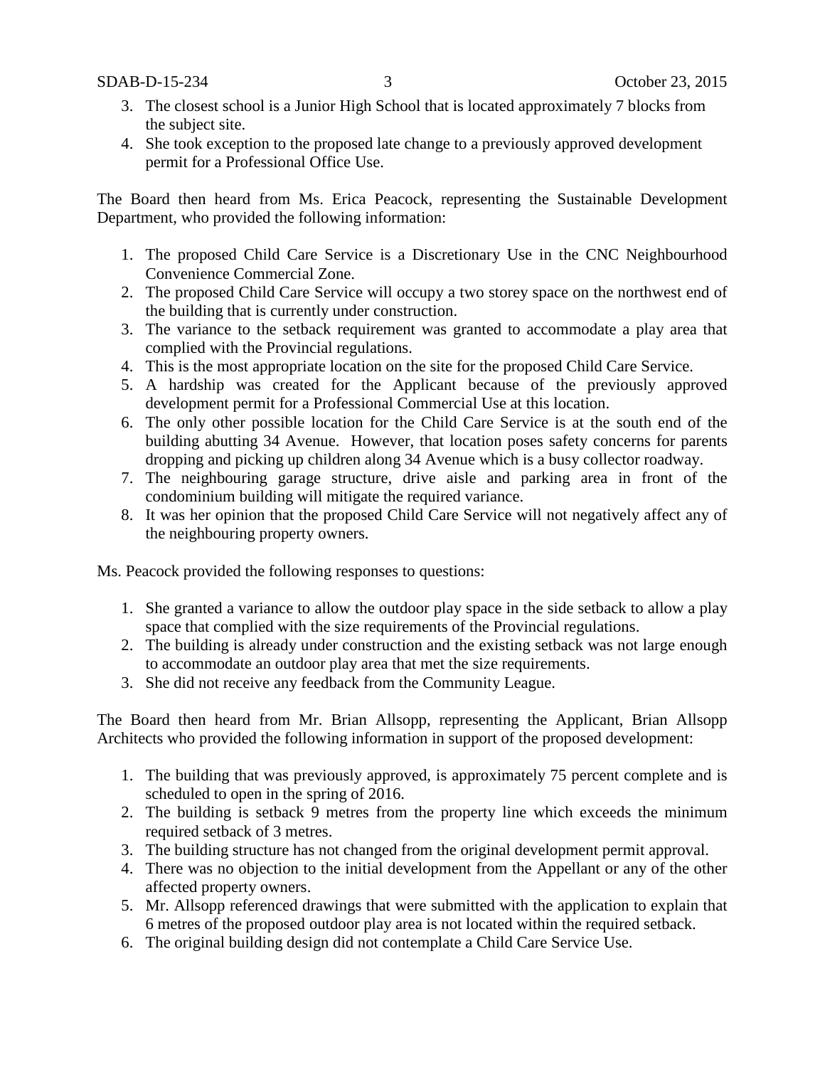3. The closest school is a Junior High School that is located approximately 7 blocks from the subject site.
4. She took exception to the proposed late change to a previously approved development permit for a Professional Office Use.

The Board then heard from Ms. Erica Peacock, representing the Sustainable Development Department, who provided the following information:

1. The proposed Child Care Service is a Discretionary Use in the CNC Neighbourhood Convenience Commercial Zone.
2. The proposed Child Care Service will occupy a two storey space on the northwest end of the building that is currently under construction.
3. The variance to the setback requirement was granted to accommodate a play area that complied with the Provincial regulations.
4. This is the most appropriate location on the site for the proposed Child Care Service.
5. A hardship was created for the Applicant because of the previously approved development permit for a Professional Commercial Use at this location.
6. The only other possible location for the Child Care Service is at the south end of the building abutting 34 Avenue. However, that location poses safety concerns for parents dropping and picking up children along 34 Avenue which is a busy collector roadway.
7. The neighbouring garage structure, drive aisle and parking area in front of the condominium building will mitigate the required variance.
8. It was her opinion that the proposed Child Care Service will not negatively affect any of the neighbouring property owners.

Ms. Peacock provided the following responses to questions:

1. She granted a variance to allow the outdoor play space in the side setback to allow a play space that complied with the size requirements of the Provincial regulations.
2. The building is already under construction and the existing setback was not large enough to accommodate an outdoor play area that met the size requirements.
3. She did not receive any feedback from the Community League.

The Board then heard from Mr. Brian Allsopp, representing the Applicant, Brian Allsopp Architects who provided the following information in support of the proposed development:

1. The building that was previously approved, is approximately 75 percent complete and is scheduled to open in the spring of 2016.
2. The building is setback 9 metres from the property line which exceeds the minimum required setback of 3 metres.
3. The building structure has not changed from the original development permit approval.
4. There was no objection to the initial development from the Appellant or any of the other affected property owners.
5. Mr. Allsopp referenced drawings that were submitted with the application to explain that 6 metres of the proposed outdoor play area is not located within the required setback.
6. The original building design did not contemplate a Child Care Service Use.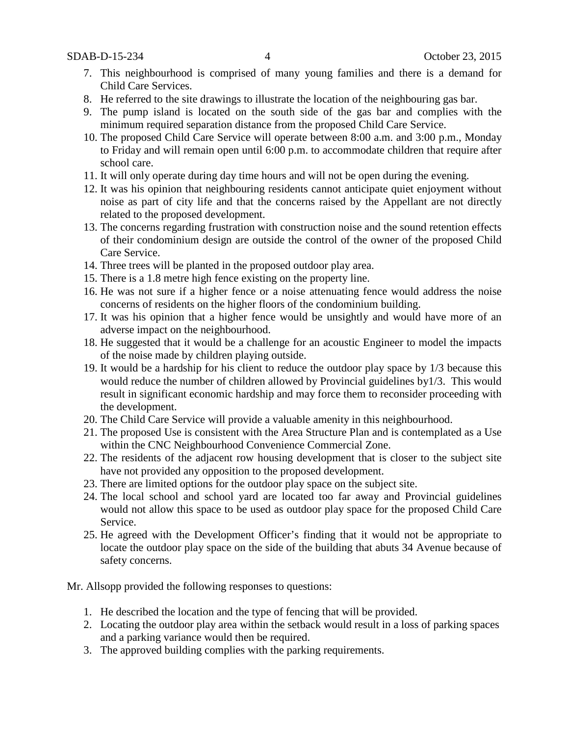7. This neighbourhood is comprised of many young families and there is a demand for Child Care Services.
8. He referred to the site drawings to illustrate the location of the neighbouring gas bar.
9. The pump island is located on the south side of the gas bar and complies with the minimum required separation distance from the proposed Child Care Service.
10. The proposed Child Care Service will operate between 8:00 a.m. and 3:00 p.m., Monday to Friday and will remain open until 6:00 p.m. to accommodate children that require after school care.
11. It will only operate during day time hours and will not be open during the evening.
12. It was his opinion that neighbouring residents cannot anticipate quiet enjoyment without noise as part of city life and that the concerns raised by the Appellant are not directly related to the proposed development.
13. The concerns regarding frustration with construction noise and the sound retention effects of their condominium design are outside the control of the owner of the proposed Child Care Service.
14. Three trees will be planted in the proposed outdoor play area.
15. There is a 1.8 metre high fence existing on the property line.
16. He was not sure if a higher fence or a noise attenuating fence would address the noise concerns of residents on the higher floors of the condominium building.
17. It was his opinion that a higher fence would be unsightly and would have more of an adverse impact on the neighbourhood.
18. He suggested that it would be a challenge for an acoustic Engineer to model the impacts of the noise made by children playing outside.
19. It would be a hardship for his client to reduce the outdoor play space by 1/3 because this would reduce the number of children allowed by Provincial guidelines by1/3. This would result in significant economic hardship and may force them to reconsider proceeding with the development.
20. The Child Care Service will provide a valuable amenity in this neighbourhood.
21. The proposed Use is consistent with the Area Structure Plan and is contemplated as a Use within the CNC Neighbourhood Convenience Commercial Zone.
22. The residents of the adjacent row housing development that is closer to the subject site have not provided any opposition to the proposed development.
23. There are limited options for the outdoor play space on the subject site.
24. The local school and school yard are located too far away and Provincial guidelines would not allow this space to be used as outdoor play space for the proposed Child Care Service.
25. He agreed with the Development Officer's finding that it would not be appropriate to locate the outdoor play space on the side of the building that abuts 34 Avenue because of safety concerns.

Mr. Allsopp provided the following responses to questions:

1. He described the location and the type of fencing that will be provided.
2. Locating the outdoor play area within the setback would result in a loss of parking spaces and a parking variance would then be required.
3. The approved building complies with the parking requirements.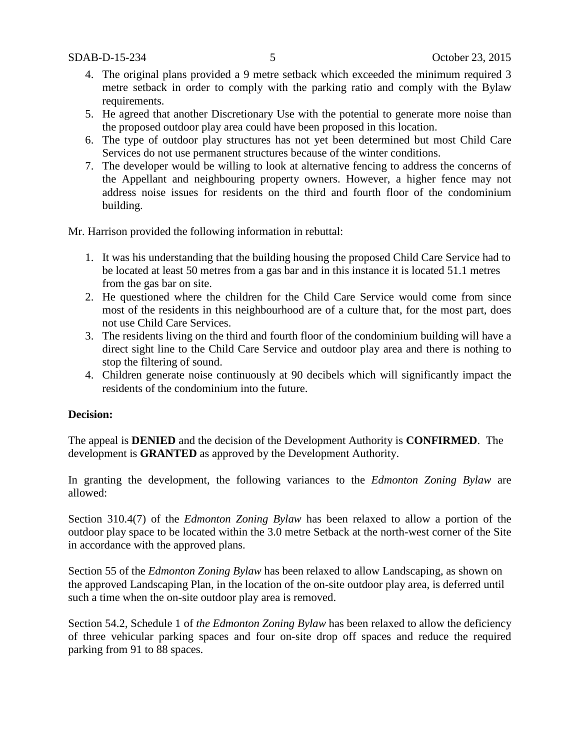4. The original plans provided a 9 metre setback which exceeded the minimum required 3 metre setback in order to comply with the parking ratio and comply with the Bylaw requirements.
5. He agreed that another Discretionary Use with the potential to generate more noise than the proposed outdoor play area could have been proposed in this location.
6. The type of outdoor play structures has not yet been determined but most Child Care Services do not use permanent structures because of the winter conditions.
7. The developer would be willing to look at alternative fencing to address the concerns of the Appellant and neighbouring property owners. However, a higher fence may not address noise issues for residents on the third and fourth floor of the condominium building.

Mr. Harrison provided the following information in rebuttal:

1. It was his understanding that the building housing the proposed Child Care Service had to be located at least 50 metres from a gas bar and in this instance it is located 51.1 metres from the gas bar on site.
2. He questioned where the children for the Child Care Service would come from since most of the residents in this neighbourhood are of a culture that, for the most part, does not use Child Care Services.
3. The residents living on the third and fourth floor of the condominium building will have a direct sight line to the Child Care Service and outdoor play area and there is nothing to stop the filtering of sound.
4. Children generate noise continuously at 90 decibels which will significantly impact the residents of the condominium into the future.

**Decision:**

The appeal is **DENIED** and the decision of the Development Authority is **CONFIRMED**. The development is **GRANTED** as approved by the Development Authority.

In granting the development, the following variances to the *Edmonton Zoning Bylaw* are allowed:

Section 310.4(7) of the *Edmonton Zoning Bylaw* has been relaxed to allow a portion of the outdoor play space to be located within the 3.0 metre Setback at the north-west corner of the Site in accordance with the approved plans.

Section 55 of the *Edmonton Zoning Bylaw* has been relaxed to allow Landscaping, as shown on the approved Landscaping Plan, in the location of the on-site outdoor play area, is deferred until such a time when the on-site outdoor play area is removed.

Section 54.2, Schedule 1 of *the Edmonton Zoning Bylaw* has been relaxed to allow the deficiency of three vehicular parking spaces and four on-site drop off spaces and reduce the required parking from 91 to 88 spaces.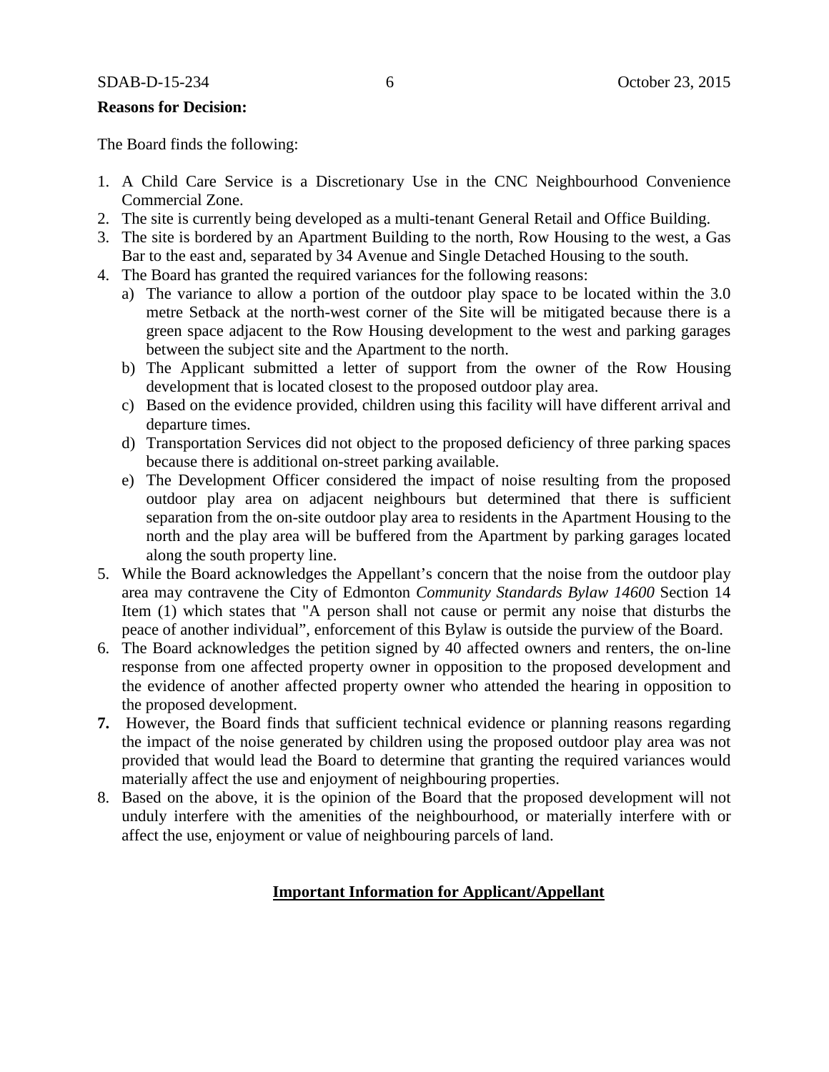**Reasons for Decision:**

The Board finds the following:

1. A Child Care Service is a Discretionary Use in the CNC Neighbourhood Convenience Commercial Zone.
2. The site is currently being developed as a multi-tenant General Retail and Office Building.
3. The site is bordered by an Apartment Building to the north, Row Housing to the west, a Gas Bar to the east and, separated by 34 Avenue and Single Detached Housing to the south.
4. The Board has granted the required variances for the following reasons:
   a) The variance to allow a portion of the outdoor play space to be located within the 3.0 metre Setback at the north-west corner of the Site will be mitigated because there is a green space adjacent to the Row Housing development to the west and parking garages between the subject site and the Apartment to the north.
   b) The Applicant submitted a letter of support from the owner of the Row Housing development that is located closest to the proposed outdoor play area.
   c) Based on the evidence provided, children using this facility will have different arrival and departure times.
   d) Transportation Services did not object to the proposed deficiency of three parking spaces because there is additional on-street parking available.
   e) The Development Officer considered the impact of noise resulting from the proposed outdoor play area on adjacent neighbours but determined that there is sufficient separation from the on-site outdoor play area to residents in the Apartment Housing to the north and the play area will be buffered from the Apartment by parking garages located along the south property line.
5. While the Board acknowledges the Appellant's concern that the noise from the outdoor play area may contravene the City of Edmonton *Community Standards Bylaw 14600* Section 14 Item (1) which states that "A person shall not cause or permit any noise that disturbs the peace of another individual", enforcement of this Bylaw is outside the purview of the Board.
6. The Board acknowledges the petition signed by 40 affected owners and renters, the on-line response from one affected property owner in opposition to the proposed development and the evidence of another affected property owner who attended the hearing in opposition to the proposed development.
7. However, the Board finds that sufficient technical evidence or planning reasons regarding the impact of the noise generated by children using the proposed outdoor play area was not provided that would lead the Board to determine that granting the required variances would materially affect the use and enjoyment of neighbouring properties.
8. Based on the above, it is the opinion of the Board that the proposed development will not unduly interfere with the amenities of the neighbourhood, or materially interfere with or affect the use, enjoyment or value of neighbouring parcels of land.

**Important Information for Applicant/Appellant**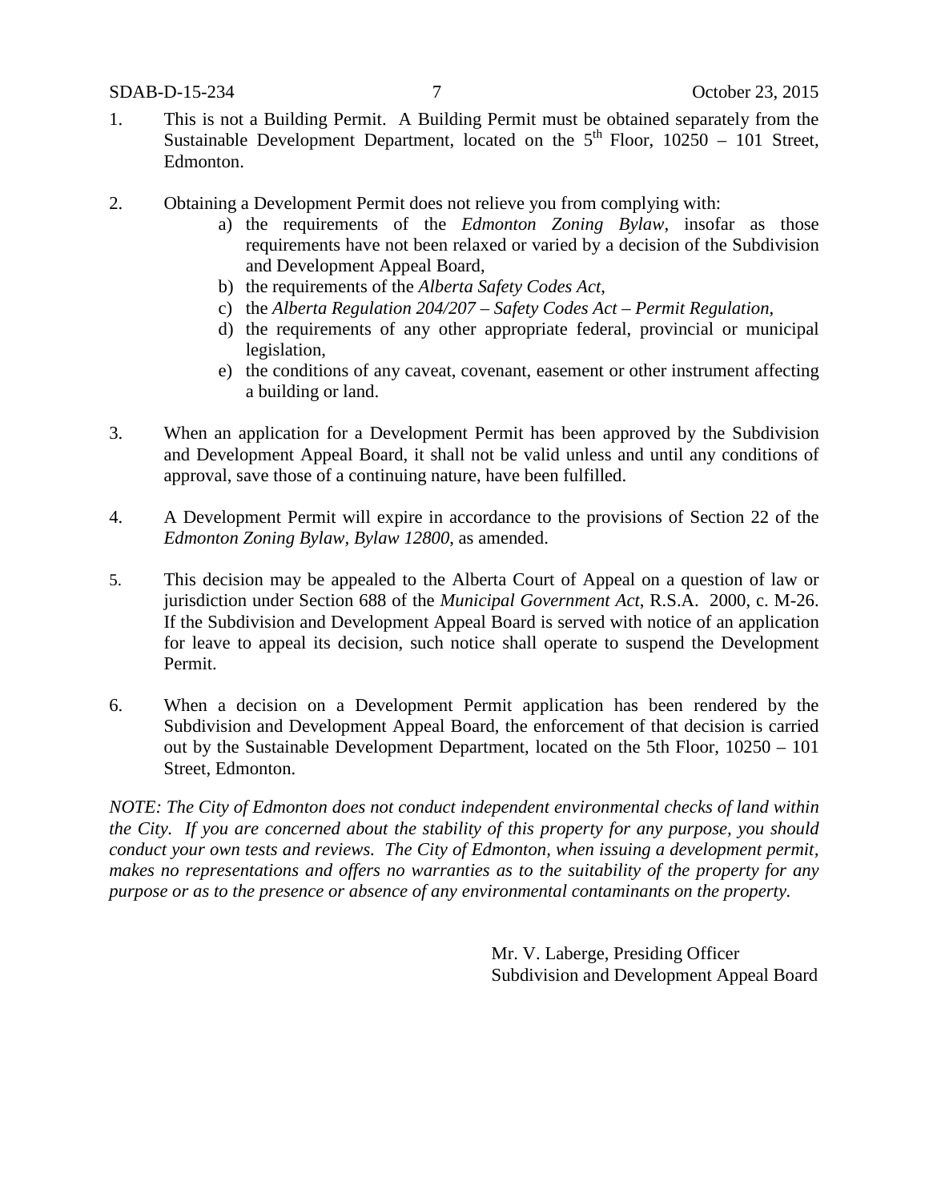1. This is not a Building Permit. A Building Permit must be obtained separately from the Sustainable Development Department, located on the 5th Floor, 10250 – 101 Street, Edmonton.

2. Obtaining a Development Permit does not relieve you from complying with:
   a) the requirements of the *Edmonton Zoning Bylaw*, insofar as those requirements have not been relaxed or varied by a decision of the Subdivision and Development Appeal Board,
   b) the requirements of the *Alberta Safety Codes Act*,
   c) the *Alberta Regulation 204/207 – Safety Codes Act – Permit Regulation*,
   d) the requirements of any other appropriate federal, provincial or municipal legislation,
   e) the conditions of any caveat, covenant, easement or other instrument affecting a building or land.

3. When an application for a Development Permit has been approved by the Subdivision and Development Appeal Board, it shall not be valid unless and until any conditions of approval, save those of a continuing nature, have been fulfilled.

4. A Development Permit will expire in accordance to the provisions of Section 22 of the *Edmonton Zoning Bylaw, Bylaw 12800*, as amended.

5. This decision may be appealed to the Alberta Court of Appeal on a question of law or jurisdiction under Section 688 of the *Municipal Government Act*, R.S.A. 2000, c. M-26. If the Subdivision and Development Appeal Board is served with notice of an application for leave to appeal its decision, such notice shall operate to suspend the Development Permit.

6. When a decision on a Development Permit application has been rendered by the Subdivision and Development Appeal Board, the enforcement of that decision is carried out by the Sustainable Development Department, located on the 5th Floor, 10250 – 101 Street, Edmonton.

*NOTE: The City of Edmonton does not conduct independent environmental checks of land within the City. If you are concerned about the stability of this property for any purpose, you should conduct your own tests and reviews. The City of Edmonton, when issuing a development permit, makes no representations and offers no warranties as to the suitability of the property for any purpose or as to the presence or absence of any environmental contaminants on the property.*

Mr. V. Laberge, Presiding Officer
Subdivision and Development Appeal Board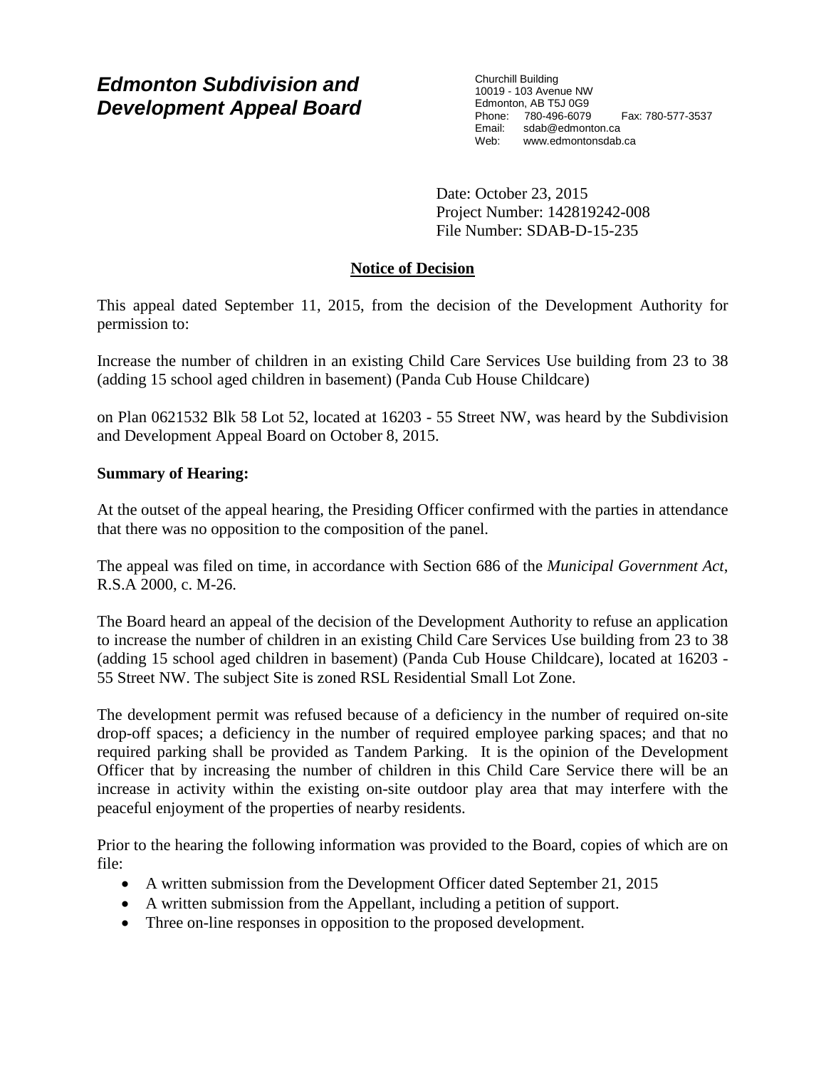# *Edmonton Subdivision and Development Appeal Board*

Churchill Building
10019 - 103 Avenue NW
Edmonton, AB T5J 0G9
Phone: 780-496-6079 Fax: 780-577-3537
Email: sdab@edmonton.ca
Web: www.edmontonsdab.ca

Date: October 23, 2015
Project Number: 142819242-008
File Number: SDAB-D-15-235

## Notice of Decision

This appeal dated September 11, 2015, from the decision of the Development Authority for permission to:

Increase the number of children in an existing Child Care Services Use building from 23 to 38 (adding 15 school aged children in basement) (Panda Cub House Childcare)

on Plan 0621532 Blk 58 Lot 52, located at 16203 - 55 Street NW, was heard by the Subdivision and Development Appeal Board on October 8, 2015.

**Summary of Hearing:**

At the outset of the appeal hearing, the Presiding Officer confirmed with the parties in attendance that there was no opposition to the composition of the panel.

The appeal was filed on time, in accordance with Section 686 of the *Municipal Government Act*, R.S.A 2000, c. M-26.

The Board heard an appeal of the decision of the Development Authority to refuse an application to increase the number of children in an existing Child Care Services Use building from 23 to 38 (adding 15 school aged children in basement) (Panda Cub House Childcare), located at 16203 - 55 Street NW. The subject Site is zoned RSL Residential Small Lot Zone.

The development permit was refused because of a deficiency in the number of required on-site drop-off spaces; a deficiency in the number of required employee parking spaces; and that no required parking shall be provided as Tandem Parking. It is the opinion of the Development Officer that by increasing the number of children in this Child Care Service there will be an increase in activity within the existing on-site outdoor play area that may interfere with the peaceful enjoyment of the properties of nearby residents.

Prior to the hearing the following information was provided to the Board, copies of which are on file:

- A written submission from the Development Officer dated September 21, 2015
- A written submission from the Appellant, including a petition of support.
- Three on-line responses in opposition to the proposed development.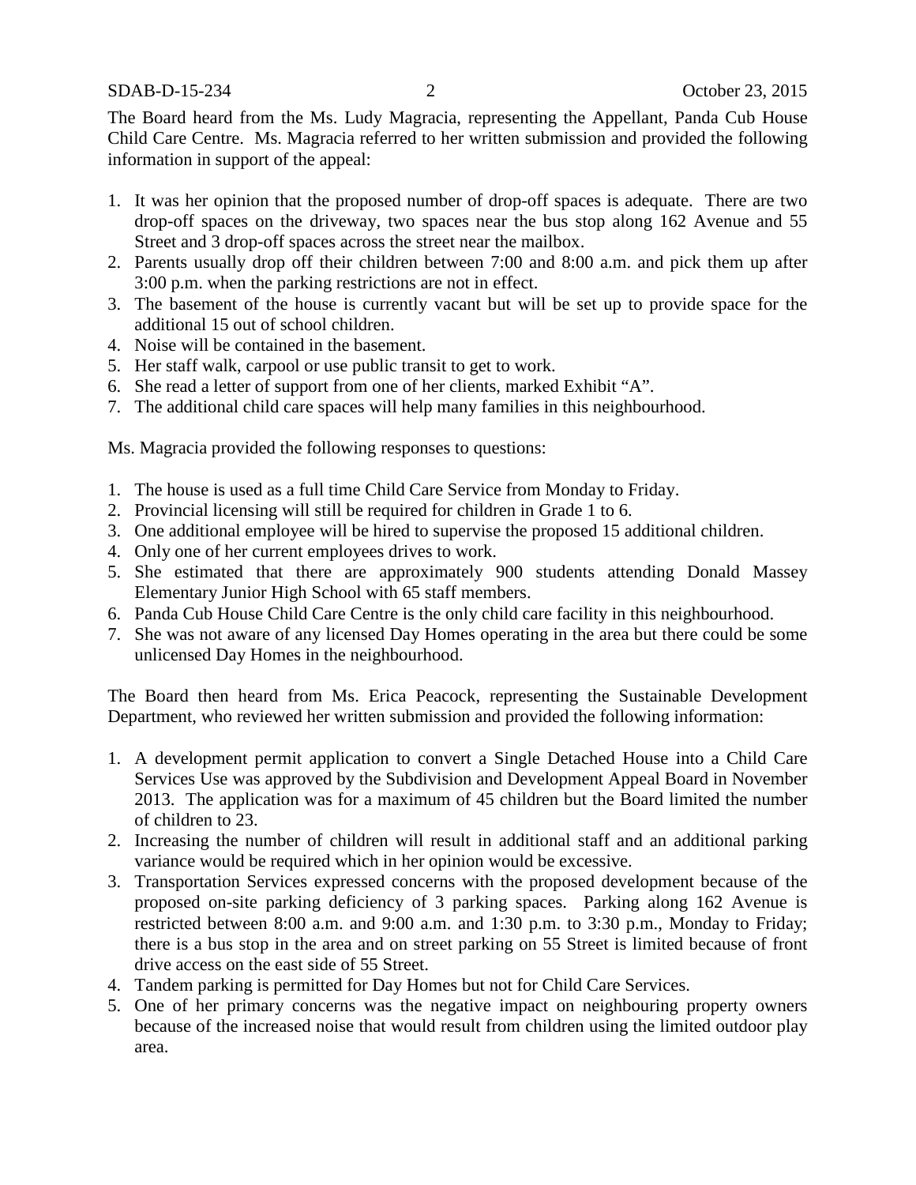The Board heard from the Ms. Ludy Magracia, representing the Appellant, Panda Cub House Child Care Centre. Ms. Magracia referred to her written submission and provided the following information in support of the appeal:

1. It was her opinion that the proposed number of drop-off spaces is adequate. There are two drop-off spaces on the driveway, two spaces near the bus stop along 162 Avenue and 55 Street and 3 drop-off spaces across the street near the mailbox.
2. Parents usually drop off their children between 7:00 and 8:00 a.m. and pick them up after 3:00 p.m. when the parking restrictions are not in effect.
3. The basement of the house is currently vacant but will be set up to provide space for the additional 15 out of school children.
4. Noise will be contained in the basement.
5. Her staff walk, carpool or use public transit to get to work.
6. She read a letter of support from one of her clients, marked Exhibit "A".
7. The additional child care spaces will help many families in this neighbourhood.

Ms. Magracia provided the following responses to questions:

1. The house is used as a full time Child Care Service from Monday to Friday.
2. Provincial licensing will still be required for children in Grade 1 to 6.
3. One additional employee will be hired to supervise the proposed 15 additional children.
4. Only one of her current employees drives to work.
5. She estimated that there are approximately 900 students attending Donald Massey Elementary Junior High School with 65 staff members.
6. Panda Cub House Child Care Centre is the only child care facility in this neighbourhood.
7. She was not aware of any licensed Day Homes operating in the area but there could be some unlicensed Day Homes in the neighbourhood.

The Board then heard from Ms. Erica Peacock, representing the Sustainable Development Department, who reviewed her written submission and provided the following information:

1. A development permit application to convert a Single Detached House into a Child Care Services Use was approved by the Subdivision and Development Appeal Board in November 2013. The application was for a maximum of 45 children but the Board limited the number of children to 23.
2. Increasing the number of children will result in additional staff and an additional parking variance would be required which in her opinion would be excessive.
3. Transportation Services expressed concerns with the proposed development because of the proposed on-site parking deficiency of 3 parking spaces. Parking along 162 Avenue is restricted between 8:00 a.m. and 9:00 a.m. and 1:30 p.m. to 3:30 p.m., Monday to Friday; there is a bus stop in the area and on street parking on 55 Street is limited because of front drive access on the east side of 55 Street.
4. Tandem parking is permitted for Day Homes but not for Child Care Services.
5. One of her primary concerns was the negative impact on neighbouring property owners because of the increased noise that would result from children using the limited outdoor play area.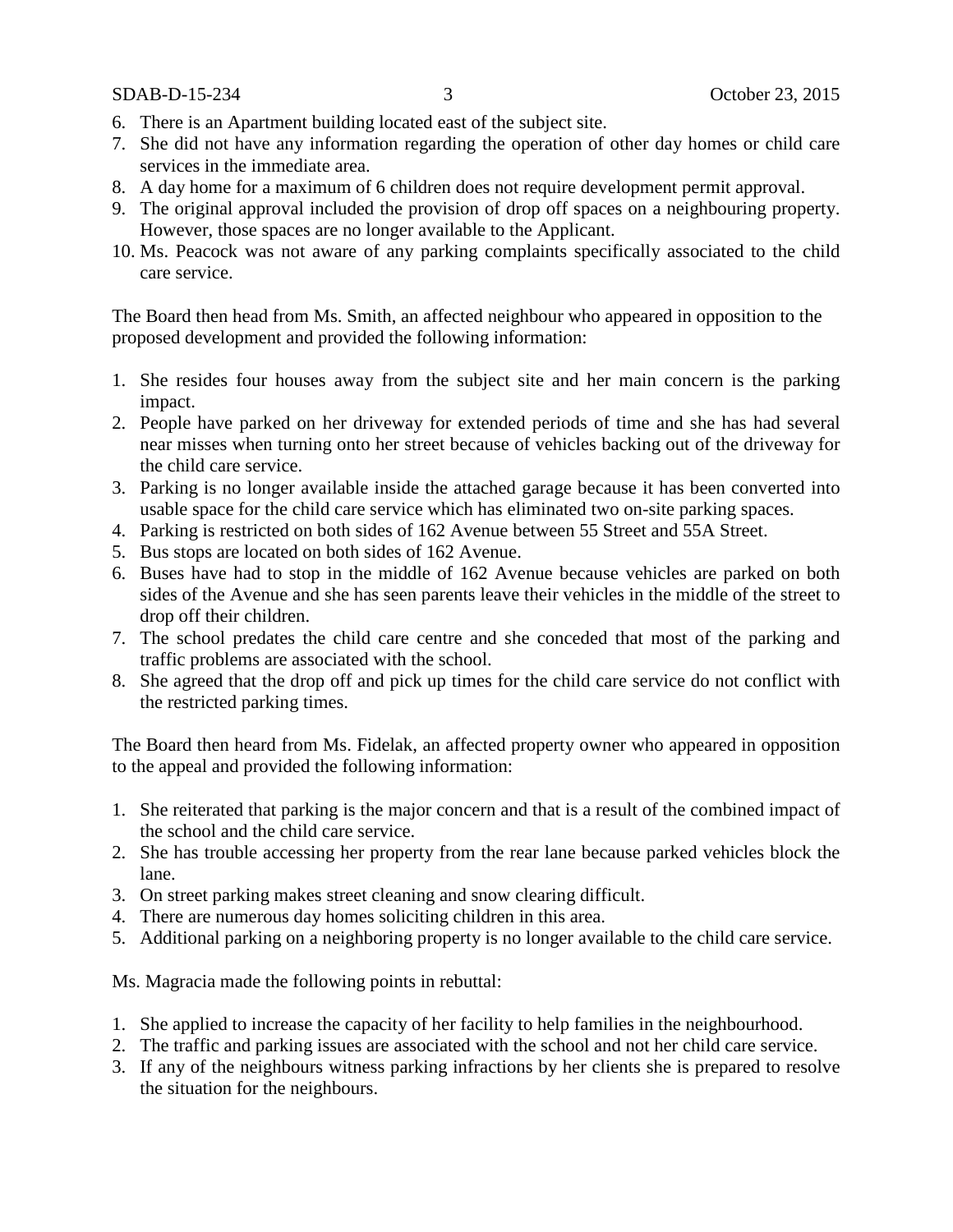6. There is an Apartment building located east of the subject site.
7. She did not have any information regarding the operation of other day homes or child care services in the immediate area.
8. A day home for a maximum of 6 children does not require development permit approval.
9. The original approval included the provision of drop off spaces on a neighbouring property. However, those spaces are no longer available to the Applicant.
10. Ms. Peacock was not aware of any parking complaints specifically associated to the child care service.

The Board then head from Ms. Smith, an affected neighbour who appeared in opposition to the proposed development and provided the following information:

1. She resides four houses away from the subject site and her main concern is the parking impact.
2. People have parked on her driveway for extended periods of time and she has had several near misses when turning onto her street because of vehicles backing out of the driveway for the child care service.
3. Parking is no longer available inside the attached garage because it has been converted into usable space for the child care service which has eliminated two on-site parking spaces.
4. Parking is restricted on both sides of 162 Avenue between 55 Street and 55A Street.
5. Bus stops are located on both sides of 162 Avenue.
6. Buses have had to stop in the middle of 162 Avenue because vehicles are parked on both sides of the Avenue and she has seen parents leave their vehicles in the middle of the street to drop off their children.
7. The school predates the child care centre and she conceded that most of the parking and traffic problems are associated with the school.
8. She agreed that the drop off and pick up times for the child care service do not conflict with the restricted parking times.

The Board then heard from Ms. Fidelak, an affected property owner who appeared in opposition to the appeal and provided the following information:

1. She reiterated that parking is the major concern and that is a result of the combined impact of the school and the child care service.
2. She has trouble accessing her property from the rear lane because parked vehicles block the lane.
3. On street parking makes street cleaning and snow clearing difficult.
4. There are numerous day homes soliciting children in this area.
5. Additional parking on a neighboring property is no longer available to the child care service.

Ms. Magracia made the following points in rebuttal:

1. She applied to increase the capacity of her facility to help families in the neighbourhood.
2. The traffic and parking issues are associated with the school and not her child care service.
3. If any of the neighbours witness parking infractions by her clients she is prepared to resolve the situation for the neighbours.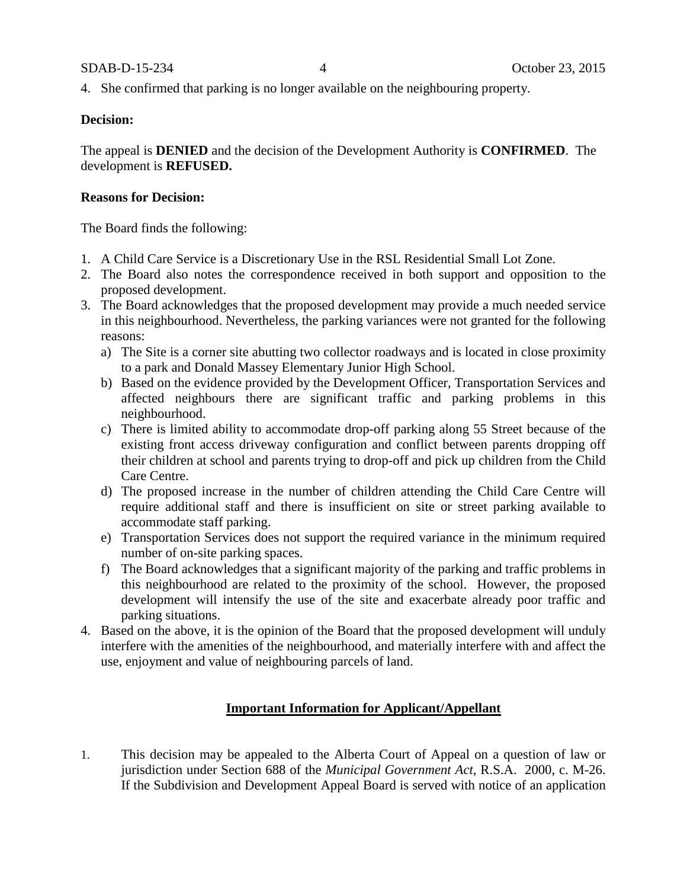4. She confirmed that parking is no longer available on the neighbouring property.

**Decision:**

The appeal is **DENIED** and the decision of the Development Authority is **CONFIRMED**. The development is **REFUSED.**

**Reasons for Decision:**

The Board finds the following:

1. A Child Care Service is a Discretionary Use in the RSL Residential Small Lot Zone.
2. The Board also notes the correspondence received in both support and opposition to the proposed development.
3. The Board acknowledges that the proposed development may provide a much needed service in this neighbourhood. Nevertheless, the parking variances were not granted for the following reasons:
   a) The Site is a corner site abutting two collector roadways and is located in close proximity to a park and Donald Massey Elementary Junior High School.
   b) Based on the evidence provided by the Development Officer, Transportation Services and affected neighbours there are significant traffic and parking problems in this neighbourhood.
   c) There is limited ability to accommodate drop-off parking along 55 Street because of the existing front access driveway configuration and conflict between parents dropping off their children at school and parents trying to drop-off and pick up children from the Child Care Centre.
   d) The proposed increase in the number of children attending the Child Care Centre will require additional staff and there is insufficient on site or street parking available to accommodate staff parking.
   e) Transportation Services does not support the required variance in the minimum required number of on-site parking spaces.
   f) The Board acknowledges that a significant majority of the parking and traffic problems in this neighbourhood are related to the proximity of the school. However, the proposed development will intensify the use of the site and exacerbate already poor traffic and parking situations.
4. Based on the above, it is the opinion of the Board that the proposed development will unduly interfere with the amenities of the neighbourhood, and materially interfere with and affect the use, enjoyment and value of neighbouring parcels of land.

## Important Information for Applicant/Appellant

1. This decision may be appealed to the Alberta Court of Appeal on a question of law or jurisdiction under Section 688 of the *Municipal Government Act*, R.S.A. 2000, c. M-26. If the Subdivision and Development Appeal Board is served with notice of an application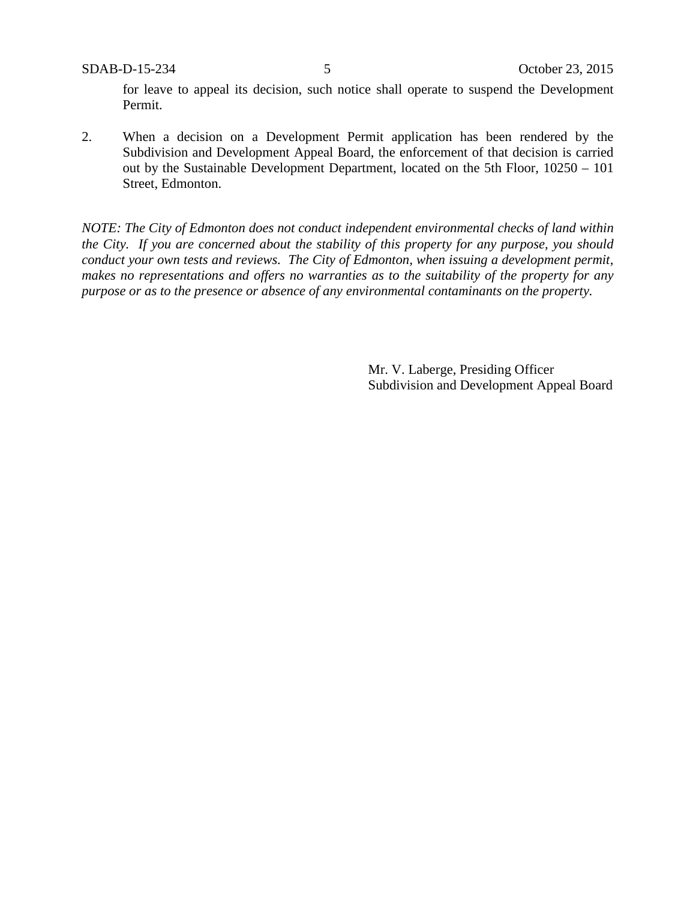for leave to appeal its decision, such notice shall operate to suspend the Development Permit.

2. When a decision on a Development Permit application has been rendered by the Subdivision and Development Appeal Board, the enforcement of that decision is carried out by the Sustainable Development Department, located on the 5th Floor, 10250 – 101 Street, Edmonton.

*NOTE: The City of Edmonton does not conduct independent environmental checks of land within the City. If you are concerned about the stability of this property for any purpose, you should conduct your own tests and reviews. The City of Edmonton, when issuing a development permit, makes no representations and offers no warranties as to the suitability of the property for any purpose or as to the presence or absence of any environmental contaminants on the property.*

Mr. V. Laberge, Presiding Officer
Subdivision and Development Appeal Board